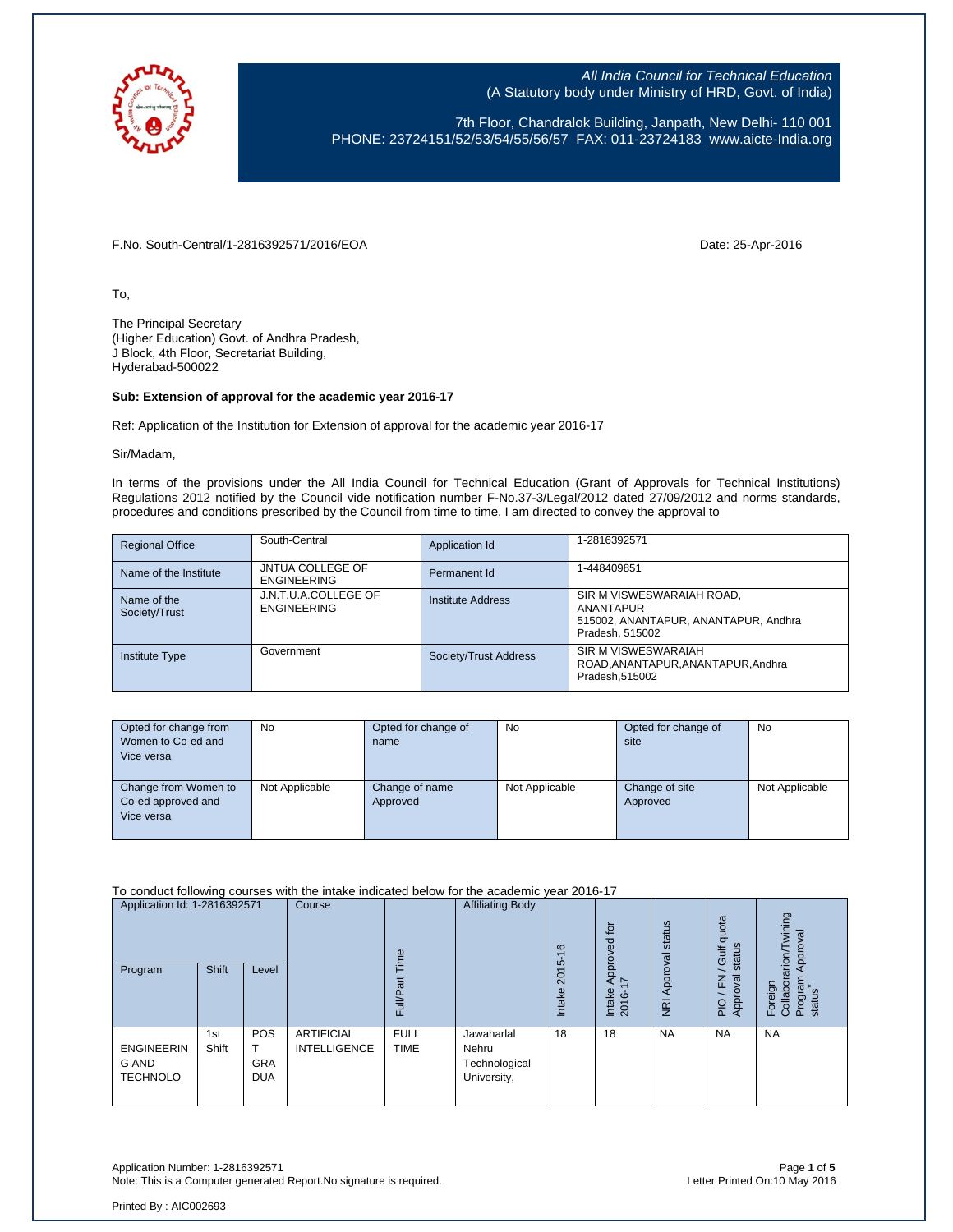All India Council for Technical Education
(A Statutory body under Ministry of HRD, Govt. of India)

7th Floor, Chandralok Building, Janpath, New Delhi- 110 001
PHONE: 23724151/52/53/54/55/56/57 FAX: 011-23724183 www.aicte-India.org

F.No. South-Central/1-2816392571/2016/EOA

Date: 25-Apr-2016

To,

The Principal Secretary
(Higher Education) Govt. of Andhra Pradesh,
J Block, 4th Floor, Secretariat Building,
Hyderabad-500022

**Sub: Extension of approval for the academic year 2016-17**

Ref: Application of the Institution for Extension of approval for the academic year 2016-17

Sir/Madam,

In terms of the provisions under the All India Council for Technical Education (Grant of Approvals for Technical Institutions) Regulations 2012 notified by the Council vide notification number F-No.37-3/Legal/2012 dated 27/09/2012 and norms standards, procedures and conditions prescribed by the Council from time to time, I am directed to convey the approval to

| Regional Office | South-Central | Application Id | 1-2816392571 |
|---|---|---|---|
| Name of the Institute | JNTUA COLLEGE OF ENGINEERING | Permanent Id | 1-448409851 |
| Name of the Society/Trust | J.N.T.U.A.COLLEGE OF ENGINEERING | Institute Address | SIR M VISWESWARAIAH ROAD, ANANTAPUR-515002, ANANTAPUR, ANANTAPUR, Andhra Pradesh, 515002 |
| Institute Type | Government | Society/Trust Address | SIR M VISWESWARAIAH ROAD,ANANTAPUR,ANANTAPUR,Andhra Pradesh,515002 |

| Opted for change from Women to Co-ed and Vice versa | No | Opted for change of name | No | Opted for change of site | No |
|---|---|---|---|---|---|
| Change from Women to Co-ed approved and Vice versa | Not Applicable | Change of name Approved | Not Applicable | Change of site Approved | Not Applicable |

To conduct following courses with the intake indicated below for the academic year 2016-17

| Application Id: 1-2816392571 | | | Course | Full/Part Time | Affiliating Body | Intake 2015-16 | Intake Approved for 2016-17 | NRI Approval status | PIO / FN / Gulf quota Approval status | Foreign Collaborarion/Twining Program Approval status* |
|---|---|---|---|---|---|---|---|---|---|---|
| Program | Shift | Level | | | | | | | | |
| ENGINEERING AND TECHNOLO | 1st Shift | POST GRADUA | ARTIFICIAL INTELLIGENCE | FULL TIME | Jawaharlal Nehru Technological University, | 18 | 18 | NA | NA | NA |

Application Number: 1-2816392571
Note: This is a Computer generated Report.No signature is required.

Letter Printed On:10 May 2016

Printed By : AIC002693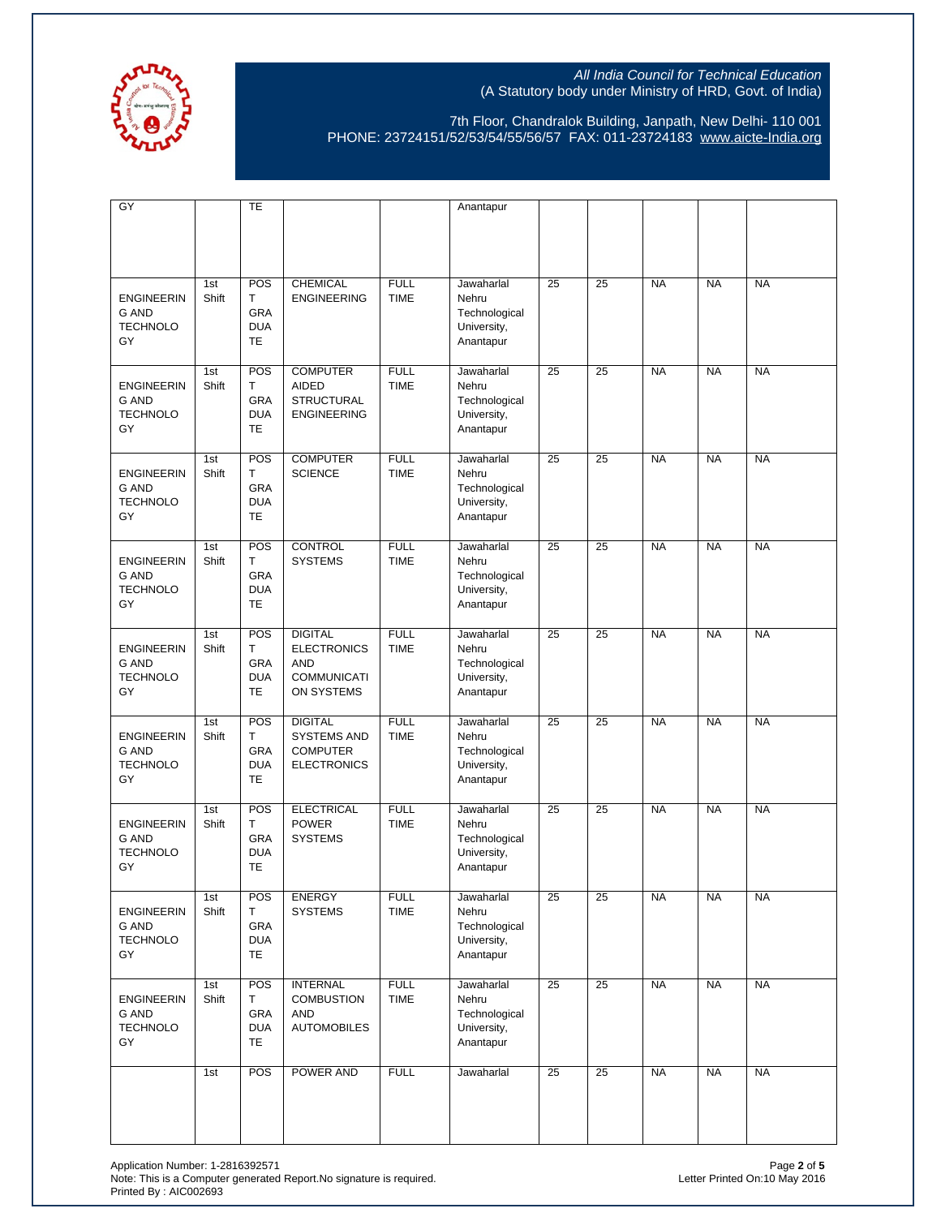| | | | | | | | | | | |
|---|---|---|---|---|---|---|---|---|---|---|
| GY | | TE | | | Anantapur | | | | | |
| ENGINEERING AND TECHNOLOGY | 1st Shift | POST GRADUATE | CHEMICAL ENGINEERING | FULL TIME | Jawaharlal Nehru Technological University, Anantapur | 25 | 25 | NA | NA | NA |
| ENGINEERING AND TECHNOLOGY | 1st Shift | POST GRADUATE | COMPUTER AIDED STRUCTURAL ENGINEERING | FULL TIME | Jawaharlal Nehru Technological University, Anantapur | 25 | 25 | NA | NA | NA |
| ENGINEERING AND TECHNOLOGY | 1st Shift | POST GRADUATE | COMPUTER SCIENCE | FULL TIME | Jawaharlal Nehru Technological University, Anantapur | 25 | 25 | NA | NA | NA |
| ENGINEERING AND TECHNOLOGY | 1st Shift | POST GRADUATE | CONTROL SYSTEMS | FULL TIME | Jawaharlal Nehru Technological University, Anantapur | 25 | 25 | NA | NA | NA |
| ENGINEERING AND TECHNOLOGY | 1st Shift | POST GRADUATE | DIGITAL ELECTRONICS AND COMMUNICATION SYSTEMS | FULL TIME | Jawaharlal Nehru Technological University, Anantapur | 25 | 25 | NA | NA | NA |
| ENGINEERING AND TECHNOLOGY | 1st Shift | POST GRADUATE | DIGITAL SYSTEMS AND COMPUTER ELECTRONICS | FULL TIME | Jawaharlal Nehru Technological University, Anantapur | 25 | 25 | NA | NA | NA |
| ENGINEERING AND TECHNOLOGY | 1st Shift | POST GRADUATE | ELECTRICAL POWER SYSTEMS | FULL TIME | Jawaharlal Nehru Technological University, Anantapur | 25 | 25 | NA | NA | NA |
| ENGINEERING AND TECHNOLOGY | 1st Shift | POST GRADUATE | ENERGY SYSTEMS | FULL TIME | Jawaharlal Nehru Technological University, Anantapur | 25 | 25 | NA | NA | NA |
| ENGINEERING AND TECHNOLOGY | 1st Shift | POST GRADUATE | INTERNAL COMBUSTION AND AUTOMOBILES | FULL TIME | Jawaharlal Nehru Technological University, Anantapur | 25 | 25 | NA | NA | NA |
| | 1st | POS | POWER AND | FULL | Jawaharlal | 25 | 25 | NA | NA | NA |

Application Number: 1-2816392571
Note: This is a Computer generated Report.No signature is required.
Printed By : AIC002693

Letter Printed On:10 May 2016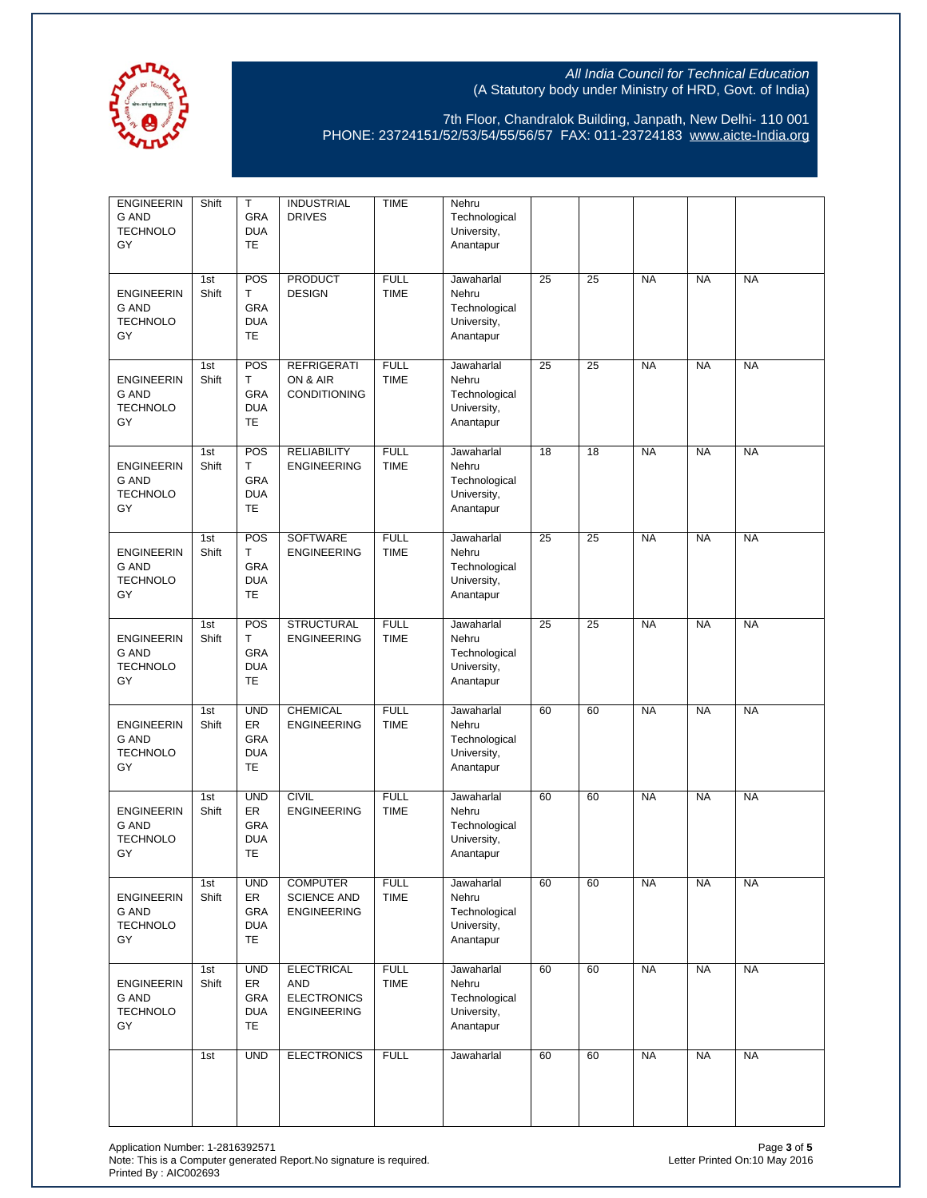All India Council for Technical Education
(A Statutory body under Ministry of HRD, Govt. of India)

7th Floor, Chandralok Building, Janpath, New Delhi- 110 001
PHONE: 23724151/52/53/54/55/56/57 FAX: 011-23724183 www.aicte-India.org

| | | | | | | | | | | |
|---|---|---|---|---|---|---|---|---|---|---|
| ENGINEERING AND TECHNOLOGY | Shift | T GRADUATE | INDUSTRIAL DRIVES | TIME | Nehru Technological University, Anantapur | | | | | |
| ENGINEERING AND TECHNOLOGY | 1st Shift | POST GRADUATE | PRODUCT DESIGN | FULL TIME | Jawaharlal Nehru Technological University, Anantapur | 25 | 25 | NA | NA | NA |
| ENGINEERING AND TECHNOLOGY | 1st Shift | POST GRADUATE | REFRIGERATION & AIR CONDITIONING | FULL TIME | Jawaharlal Nehru Technological University, Anantapur | 25 | 25 | NA | NA | NA |
| ENGINEERING AND TECHNOLOGY | 1st Shift | POST GRADUATE | RELIABILITY ENGINEERING | FULL TIME | Jawaharlal Nehru Technological University, Anantapur | 18 | 18 | NA | NA | NA |
| ENGINEERING AND TECHNOLOGY | 1st Shift | POST GRADUATE | SOFTWARE ENGINEERING | FULL TIME | Jawaharlal Nehru Technological University, Anantapur | 25 | 25 | NA | NA | NA |
| ENGINEERING AND TECHNOLOGY | 1st Shift | POST GRADUATE | STRUCTURAL ENGINEERING | FULL TIME | Jawaharlal Nehru Technological University, Anantapur | 25 | 25 | NA | NA | NA |
| ENGINEERING AND TECHNOLOGY | 1st Shift | UNDER GRADUATE | CHEMICAL ENGINEERING | FULL TIME | Jawaharlal Nehru Technological University, Anantapur | 60 | 60 | NA | NA | NA |
| ENGINEERING AND TECHNOLOGY | 1st Shift | UNDER GRADUATE | CIVIL ENGINEERING | FULL TIME | Jawaharlal Nehru Technological University, Anantapur | 60 | 60 | NA | NA | NA |
| ENGINEERING AND TECHNOLOGY | 1st Shift | UNDER GRADUATE | COMPUTER SCIENCE AND ENGINEERING | FULL TIME | Jawaharlal Nehru Technological University, Anantapur | 60 | 60 | NA | NA | NA |
| ENGINEERING AND TECHNOLOGY | 1st Shift | UNDER GRADUATE | ELECTRICAL AND ELECTRONICS ENGINEERING | FULL TIME | Jawaharlal Nehru Technological University, Anantapur | 60 | 60 | NA | NA | NA |
| | 1st | UND | ELECTRONICS | FULL | Jawaharlal | 60 | 60 | NA | NA | NA |

Application Number: 1-2816392571
Note: This is a Computer generated Report.No signature is required.
Printed By : AIC002693

Letter Printed On:10 May 2016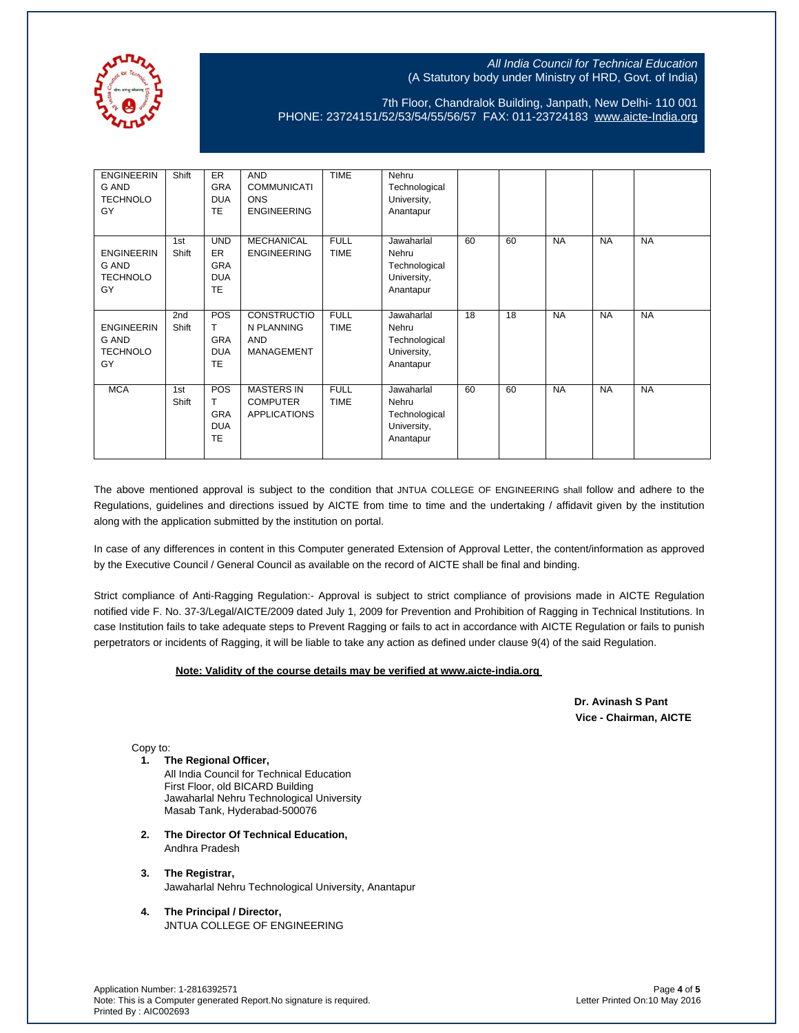| | | | | | | | | | | |
|---|---|---|---|---|---|---|---|---|---|---|
| ENGINEERING AND TECHNOLOGY | Shift | ERGRADUATE | AND COMMUNICATIONS ENGINEERING | TIME | Nehru Technological University, Anantapur | | | | | |
| ENGINEERING AND TECHNOLOGY | 1st Shift | UNDERGRADUATE | MECHANICAL ENGINEERING | FULL TIME | Jawaharlal Nehru Technological University, Anantapur | 60 | 60 | NA | NA | NA |
| ENGINEERING AND TECHNOLOGY | 2nd Shift | POST GRADUATE | CONSTRUCTION PLANNING AND MANAGEMENT | FULL TIME | Jawaharlal Nehru Technological University, Anantapur | 18 | 18 | NA | NA | NA |
| MCA | 1st Shift | POST GRADUATE | MASTERS IN COMPUTER APPLICATIONS | FULL TIME | Jawaharlal Nehru Technological University, Anantapur | 60 | 60 | NA | NA | NA |

The above mentioned approval is subject to the condition that JNTUA COLLEGE OF ENGINEERING shall follow and adhere to the Regulations, guidelines and directions issued by AICTE from time to time and the undertaking / affidavit given by the institution along with the application submitted by the institution on portal.

In case of any differences in content in this Computer generated Extension of Approval Letter, the content/information as approved by the Executive Council / General Council as available on the record of AICTE shall be final and binding.

Strict compliance of Anti-Ragging Regulation:- Approval is subject to strict compliance of provisions made in AICTE Regulation notified vide F. No. 37-3/Legal/AICTE/2009 dated July 1, 2009 for Prevention and Prohibition of Ragging in Technical Institutions. In case Institution fails to take adequate steps to Prevent Ragging or fails to act in accordance with AICTE Regulation or fails to punish perpetrators or incidents of Ragging, it will be liable to take any action as defined under clause 9(4) of the said Regulation.

**Note: Validity of the course details may be verified at www.aicte-india.org**

**Dr. Avinash S Pant**
**Vice - Chairman, AICTE**

Copy to:

1. **The Regional Officer,**
   All India Council for Technical Education
   First Floor, old BICARD Building
   Jawaharlal Nehru Technological University
   Masab Tank, Hyderabad-500076

2. **The Director Of Technical Education,**
   Andhra Pradesh

3. **The Registrar,**
   Jawaharlal Nehru Technological University, Anantapur

4. **The Principal / Director,**
   JNTUA COLLEGE OF ENGINEERING

Application Number: 1-2816392571
Note: This is a Computer generated Report.No signature is required.
Printed By : AIC002693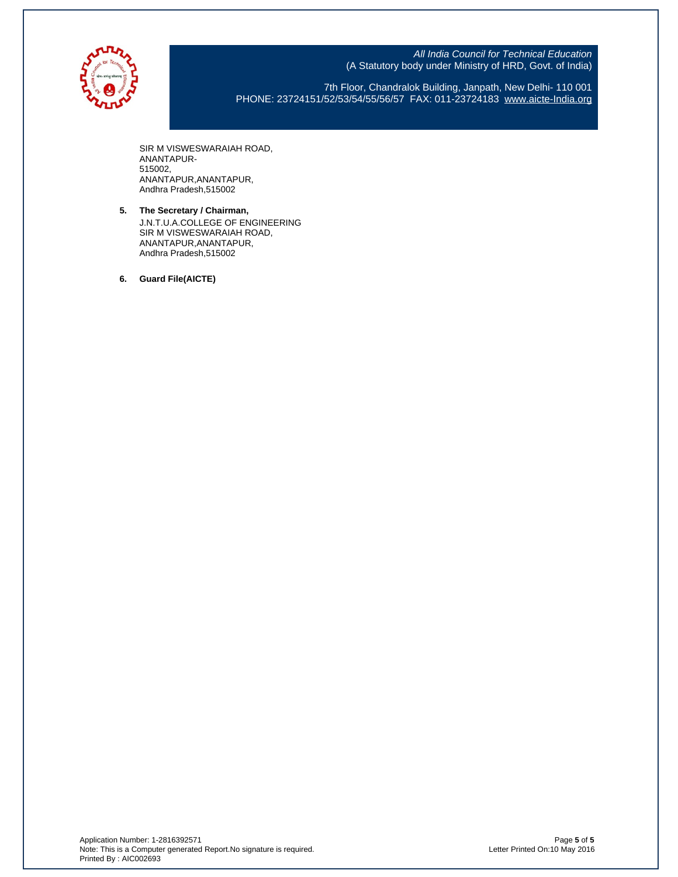SIR M VISWESWARAIAH ROAD,
ANANTAPUR-
515002,
ANANTAPUR,ANANTAPUR,
Andhra Pradesh,515002

5. **The Secretary / Chairman,**
   J.N.T.U.A.COLLEGE OF ENGINEERING
   SIR M VISWESWARAIAH ROAD,
   ANANTAPUR,ANANTAPUR,
   Andhra Pradesh,515002

6. **Guard File(AICTE)**